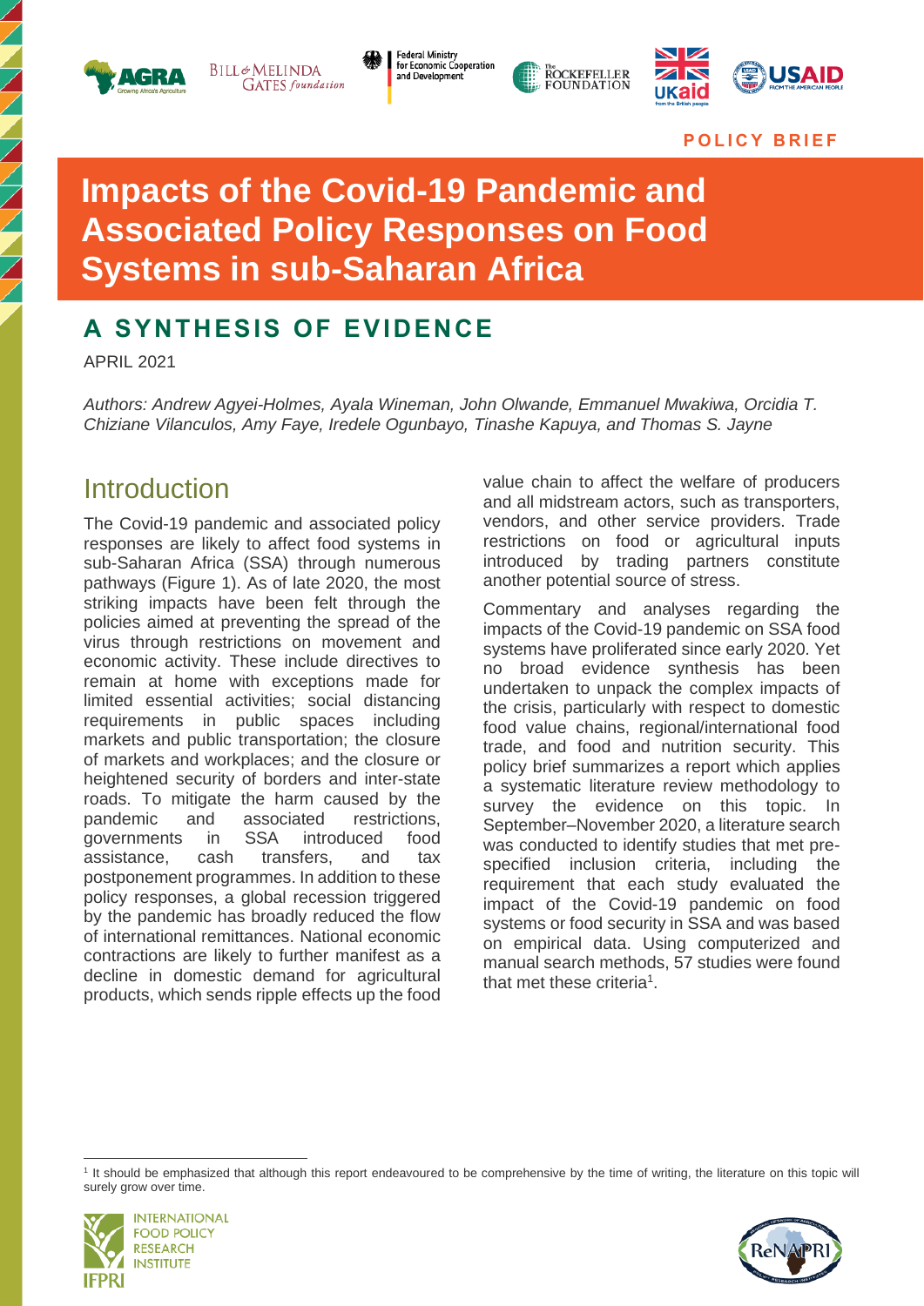POLICY BRIEF

# Impacts of the Covid-19 Pandemic and Associated Policy Responses on Food Systems in sub-Saharan Africa

## A SYNTHESIS OF EVIDENCE

APRIL 2021

*Authors: Andrew Agyei-Holmes, Ayala Wineman, John Olwande, Emmanuel Mwakiwa, Orcidia T. Chiziane Vilanculos, Amy Faye, Iredele Ogunbayo, Tinashe Kapuya, and Thomas S. Jayne*

## Introduction

The Covid-19 pandemic and associated policy responses are likely to affect food systems in sub-Saharan Africa (SSA) through numerous pathways (Figure 1). As of late 2020, the most striking impacts have been felt through the policies aimed at preventing the spread of the virus through restrictions on movement and economic activity. These include directives to remain at home with exceptions made for limited essential activities; social distancing requirements in public spaces including markets and public transportation; the closure of markets and workplaces; and the closure or heightened security of borders and inter-state roads. To mitigate the harm caused by the pandemic and associated restrictions, governments in SSA introduced food assistance, cash transfers, and tax postponement programmes. In addition to these policy responses, a global recession triggered by the pandemic has broadly reduced the flow of international remittances. National economic contractions are likely to further manifest as a decline in domestic demand for agricultural products, which sends ripple effects up the food value chain to affect the welfare of producers and all midstream actors, such as transporters, vendors, and other service providers. Trade restrictions on food or agricultural inputs introduced by trading partners constitute another potential source of stress.

Commentary and analyses regarding the impacts of the Covid-19 pandemic on SSA food systems have proliferated since early 2020. Yet no broad evidence synthesis has been undertaken to unpack the complex impacts of the crisis, particularly with respect to domestic food value chains, regional/international food trade, and food and nutrition security. This policy brief summarizes a report which applies a systematic literature review methodology to survey the evidence on this topic. In September–November 2020, a literature search was conducted to identify studies that met pre-specified inclusion criteria, including the requirement that each study evaluated the impact of the Covid-19 pandemic on food systems or food security in SSA and was based on empirical data. Using computerized and manual search methods, 57 studies were found that met these criteria[1].

[1] It should be emphasized that although this report endeavoured to be comprehensive by the time of writing, the literature on this topic will surely grow over time.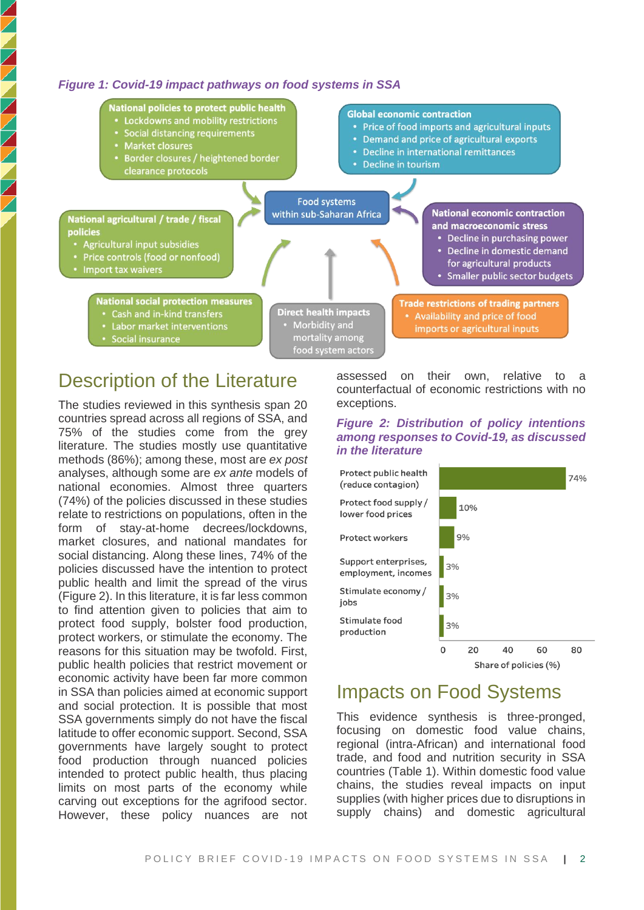*Figure 1: Covid-19 impact pathways on food systems in SSA*

**National policies to protect public health**
- Lockdowns and mobility restrictions
- Social distancing requirements
- Market closures
- Border closures / heightened border clearance protocols

**Global economic contraction**
- Price of food imports and agricultural inputs
- Demand and price of agricultural exports
- Decline in international remittances
- Decline in tourism

**Food systems within sub-Saharan Africa**

**National agricultural / trade / fiscal policies**
- Agricultural input subsidies
- Price controls (food or nonfood)
- Import tax waivers

**National economic contraction and macroeconomic stress**
- Decline in purchasing power
- Decline in domestic demand for agricultural products
- Smaller public sector budgets

**National social protection measures**
- Cash and in-kind transfers
- Labor market interventions
- Social insurance

**Direct health impacts**
- Morbidity and mortality among food system actors

**Trade restrictions of trading partners**
- Availability and price of food imports or agricultural inputs

## Description of the Literature

The studies reviewed in this synthesis span 20 countries spread across all regions of SSA, and 75% of the studies come from the grey literature. The studies mostly use quantitative methods (86%); among these, most are *ex post* analyses, although some are *ex ante* models of national economies. Almost three quarters (74%) of the policies discussed in these studies relate to restrictions on populations, often in the form of stay-at-home decrees/lockdowns, market closures, and national mandates for social distancing. Along these lines, 74% of the policies discussed have the intention to protect public health and limit the spread of the virus (Figure 2). In this literature, it is far less common to find attention given to policies that aim to protect food supply, bolster food production, protect workers, or stimulate the economy. The reasons for this situation may be twofold. First, public health policies that restrict movement or economic activity have been far more common in SSA than policies aimed at economic support and social protection. It is possible that most SSA governments simply do not have the fiscal latitude to offer economic support. Second, SSA governments have largely sought to protect food production through nuanced policies intended to protect public health, thus placing limits on most parts of the economy while carving out exceptions for the agrifood sector. However, these policy nuances are not assessed on their own, relative to a counterfactual of economic restrictions with no exceptions.

*Figure 2: Distribution of policy intentions among responses to Covid-19, as discussed in the literature*

| Policy intention | Share of policies (%) |
|---|---|
| Protect public health (reduce contagion) | 74% |
| Protect food supply / lower food prices | 10% |
| Protect workers | 9% |
| Support enterprises, employment, incomes | 3% |
| Stimulate economy / jobs | 3% |
| Stimulate food production | 3% |

## Impacts on Food Systems

This evidence synthesis is three-pronged, focusing on domestic food value chains, regional (intra-African) and international food trade, and food and nutrition security in SSA countries (Table 1). Within domestic food value chains, the studies reveal impacts on input supplies (with higher prices due to disruptions in supply chains) and domestic agricultural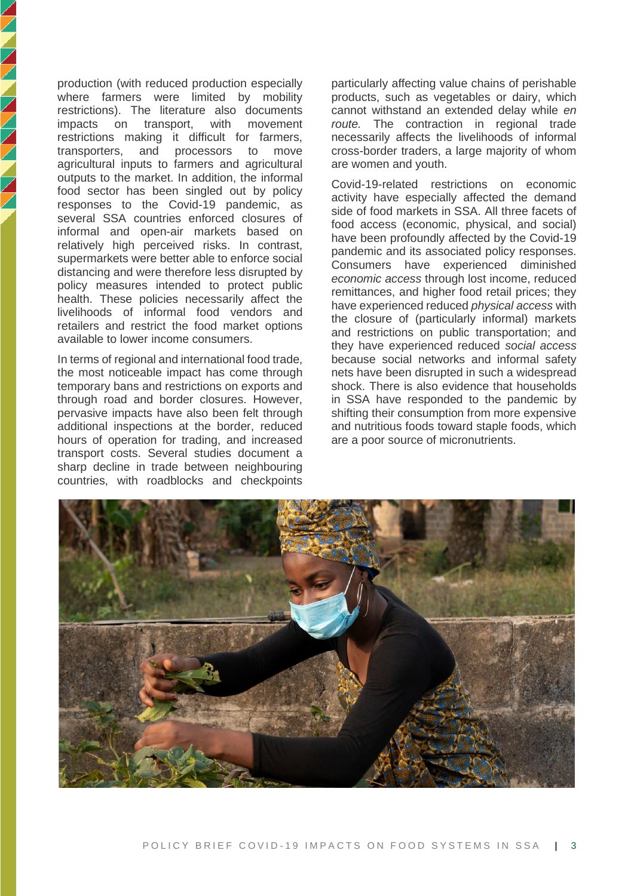production (with reduced production especially where farmers were limited by mobility restrictions). The literature also documents impacts on transport, with movement restrictions making it difficult for farmers, transporters, and processors to move agricultural inputs to farmers and agricultural outputs to the market. In addition, the informal food sector has been singled out by policy responses to the Covid-19 pandemic, as several SSA countries enforced closures of informal and open-air markets based on relatively high perceived risks. In contrast, supermarkets were better able to enforce social distancing and were therefore less disrupted by policy measures intended to protect public health. These policies necessarily affect the livelihoods of informal food vendors and retailers and restrict the food market options available to lower income consumers.

In terms of regional and international food trade, the most noticeable impact has come through temporary bans and restrictions on exports and through road and border closures. However, pervasive impacts have also been felt through additional inspections at the border, reduced hours of operation for trading, and increased transport costs. Several studies document a sharp decline in trade between neighbouring countries, with roadblocks and checkpoints particularly affecting value chains of perishable products, such as vegetables or dairy, which cannot withstand an extended delay while *en route.* The contraction in regional trade necessarily affects the livelihoods of informal cross-border traders, a large majority of whom are women and youth.

Covid-19-related restrictions on economic activity have especially affected the demand side of food markets in SSA. All three facets of food access (economic, physical, and social) have been profoundly affected by the Covid-19 pandemic and its associated policy responses. Consumers have experienced diminished *economic access* through lost income, reduced remittances, and higher food retail prices; they have experienced reduced *physical access* with the closure of (particularly informal) markets and restrictions on public transportation; and they have experienced reduced *social access* because social networks and informal safety nets have been disrupted in such a widespread shock. There is also evidence that households in SSA have responded to the pandemic by shifting their consumption from more expensive and nutritious foods toward staple foods, which are a poor source of micronutrients.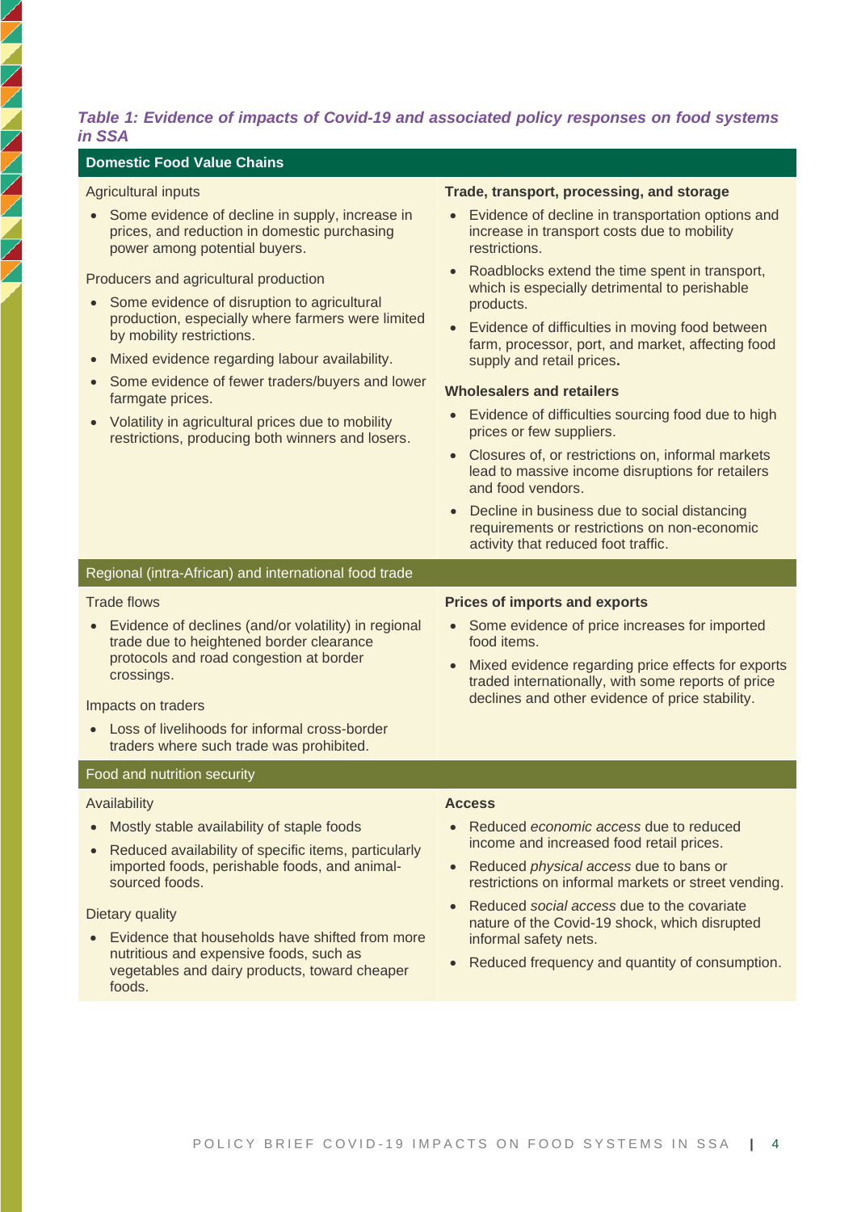*Table 1: Evidence of impacts of Covid-19 and associated policy responses on food systems in SSA*

| **Domestic Food Value Chains** | |
|---|---|
| Agricultural inputs<br>• Some evidence of decline in supply, increase in prices, and reduction in domestic purchasing power among potential buyers.<br><br>Producers and agricultural production<br>• Some evidence of disruption to agricultural production, especially where farmers were limited by mobility restrictions.<br>• Mixed evidence regarding labour availability.<br>• Some evidence of fewer traders/buyers and lower farmgate prices.<br>• Volatility in agricultural prices due to mobility restrictions, producing both winners and losers. | **Trade, transport, processing, and storage**<br>• Evidence of decline in transportation options and increase in transport costs due to mobility restrictions.<br>• Roadblocks extend the time spent in transport, which is especially detrimental to perishable products.<br>• Evidence of difficulties in moving food between farm, processor, port, and market, affecting food supply and retail prices.<br><br>**Wholesalers and retailers**<br>• Evidence of difficulties sourcing food due to high prices or few suppliers.<br>• Closures of, or restrictions on, informal markets lead to massive income disruptions for retailers and food vendors.<br>• Decline in business due to social distancing requirements or restrictions on non-economic activity that reduced foot traffic. |
| Regional (intra-African) and international food trade | |
| Trade flows<br>• Evidence of declines (and/or volatility) in regional trade due to heightened border clearance protocols and road congestion at border crossings.<br><br>Impacts on traders<br>• Loss of livelihoods for informal cross-border traders where such trade was prohibited. | **Prices of imports and exports**<br>• Some evidence of price increases for imported food items.<br>• Mixed evidence regarding price effects for exports traded internationally, with some reports of price declines and other evidence of price stability. |
| Food and nutrition security | |
| Availability<br>• Mostly stable availability of staple foods<br>• Reduced availability of specific items, particularly imported foods, perishable foods, and animal-sourced foods.<br><br>Dietary quality<br>• Evidence that households have shifted from more nutritious and expensive foods, such as vegetables and dairy products, toward cheaper foods. | **Access**<br>• Reduced *economic access* due to reduced income and increased food retail prices.<br>• Reduced *physical access* due to bans or restrictions on informal markets or street vending.<br>• Reduced *social access* due to the covariate nature of the Covid-19 shock, which disrupted informal safety nets.<br>• Reduced frequency and quantity of consumption. |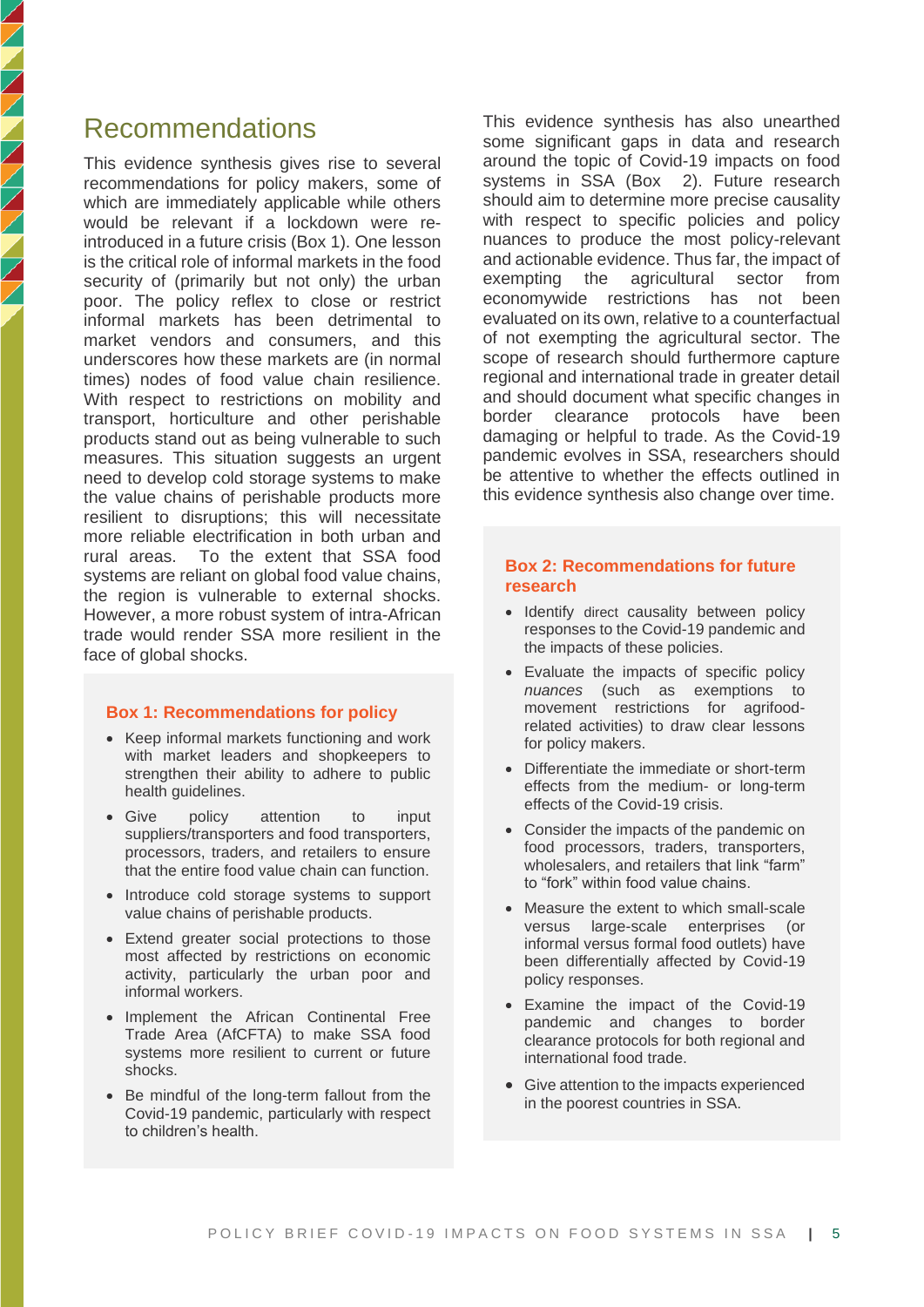## Recommendations

This evidence synthesis gives rise to several recommendations for policy makers, some of which are immediately applicable while others would be relevant if a lockdown were re-introduced in a future crisis (Box 1). One lesson is the critical role of informal markets in the food security of (primarily but not only) the urban poor. The policy reflex to close or restrict informal markets has been detrimental to market vendors and consumers, and this underscores how these markets are (in normal times) nodes of food value chain resilience. With respect to restrictions on mobility and transport, horticulture and other perishable products stand out as being vulnerable to such measures. This situation suggests an urgent need to develop cold storage systems to make the value chains of perishable products more resilient to disruptions; this will necessitate more reliable electrification in both urban and rural areas. To the extent that SSA food systems are reliant on global food value chains, the region is vulnerable to external shocks. However, a more robust system of intra-African trade would render SSA more resilient in the face of global shocks.

### Box 1: Recommendations for policy

- Keep informal markets functioning and work with market leaders and shopkeepers to strengthen their ability to adhere to public health guidelines.
- Give policy attention to input suppliers/transporters and food transporters, processors, traders, and retailers to ensure that the entire food value chain can function.
- Introduce cold storage systems to support value chains of perishable products.
- Extend greater social protections to those most affected by restrictions on economic activity, particularly the urban poor and informal workers.
- Implement the African Continental Free Trade Area (AfCFTA) to make SSA food systems more resilient to current or future shocks.
- Be mindful of the long-term fallout from the Covid-19 pandemic, particularly with respect to children's health.

This evidence synthesis has also unearthed some significant gaps in data and research around the topic of Covid-19 impacts on food systems in SSA (Box 2). Future research should aim to determine more precise causality with respect to specific policies and policy nuances to produce the most policy-relevant and actionable evidence. Thus far, the impact of exempting the agricultural sector from economywide restrictions has not been evaluated on its own, relative to a counterfactual of not exempting the agricultural sector. The scope of research should furthermore capture regional and international trade in greater detail and should document what specific changes in border clearance protocols have been damaging or helpful to trade. As the Covid-19 pandemic evolves in SSA, researchers should be attentive to whether the effects outlined in this evidence synthesis also change over time.

### Box 2: Recommendations for future research

- Identify direct causality between policy responses to the Covid-19 pandemic and the impacts of these policies.
- Evaluate the impacts of specific policy *nuances* (such as exemptions to movement restrictions for agrifood-related activities) to draw clear lessons for policy makers.
- Differentiate the immediate or short-term effects from the medium- or long-term effects of the Covid-19 crisis.
- Consider the impacts of the pandemic on food processors, traders, transporters, wholesalers, and retailers that link "farm" to "fork" within food value chains.
- Measure the extent to which small-scale versus large-scale enterprises (or informal versus formal food outlets) have been differentially affected by Covid-19 policy responses.
- Examine the impact of the Covid-19 pandemic and changes to border clearance protocols for both regional and international food trade.
- Give attention to the impacts experienced in the poorest countries in SSA.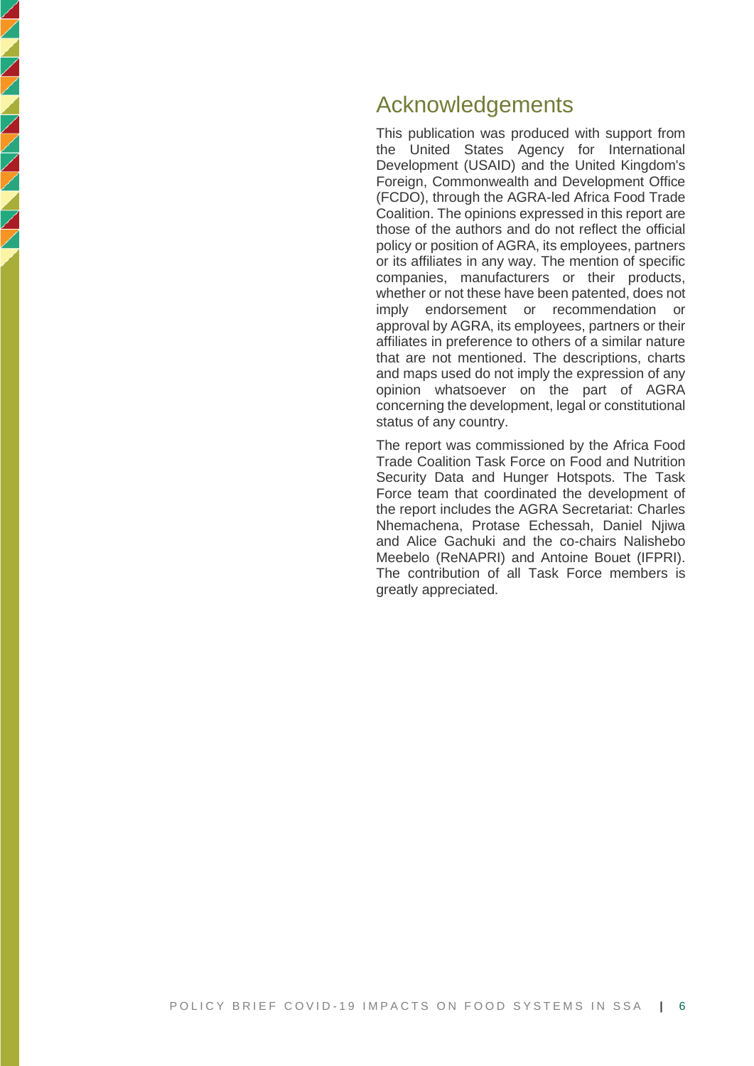## Acknowledgements

This publication was produced with support from the United States Agency for International Development (USAID) and the United Kingdom's Foreign, Commonwealth and Development Office (FCDO), through the AGRA-led Africa Food Trade Coalition. The opinions expressed in this report are those of the authors and do not reflect the official policy or position of AGRA, its employees, partners or its affiliates in any way. The mention of specific companies, manufacturers or their products, whether or not these have been patented, does not imply endorsement or recommendation or approval by AGRA, its employees, partners or their affiliates in preference to others of a similar nature that are not mentioned. The descriptions, charts and maps used do not imply the expression of any opinion whatsoever on the part of AGRA concerning the development, legal or constitutional status of any country.

The report was commissioned by the Africa Food Trade Coalition Task Force on Food and Nutrition Security Data and Hunger Hotspots. The Task Force team that coordinated the development of the report includes the AGRA Secretariat: Charles Nhemachena, Protase Echessah, Daniel Njiwa and Alice Gachuki and the co-chairs Nalishebo Meebelo (ReNAPRI) and Antoine Bouet (IFPRI). The contribution of all Task Force members is greatly appreciated.